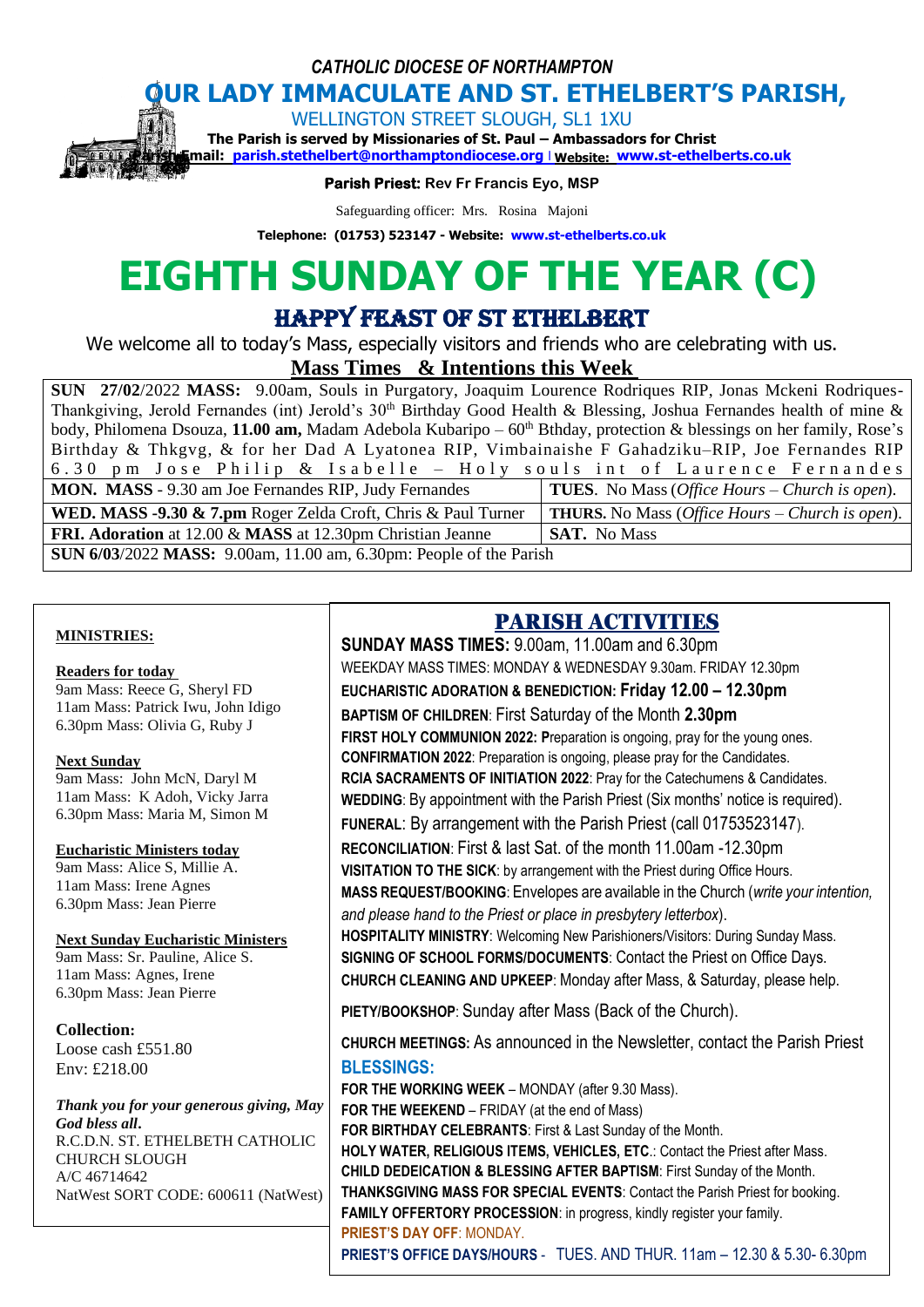*CATHOLIC DIOCESE OF NORTHAMPTON*

# OUR LADY IMMACULATE AND ST. ETHELBERT'S PARISH,

WELLINGTON STREET SLOUGH, SL1 1XU

**The Parish is served by Missionaries of St. Paul – Ambassadors for Christ**

**Parish Email: parish.stethelbert@northamptondiocese.org | Website: www.st-ethelberts.co.uk**

**Parish Priest: Rev Fr Francis Eyo, MSP**

Safeguarding officer: Mrs. Rosina Majoni

**Telephone: (01753) 523147 - Website: www.st-ethelberts.co.uk**

# EIGHTH SUNDAY OF THE YEAR (C)

## HAPPY FEAST OF ST ETHELBERT

We welcome all to today's Mass, especially visitors and friends who are celebrating with us.

**Mass Times & Intentions this Week**

| | |
|---|---|
| **SUN 27/02**/2022 **MASS:** 9.00am, Souls in Purgatory, Joaquim Lourence Rodriques RIP, Jonas Mckeni Rodriques-Thankgiving, Jerold Fernandes (int) Jerold's 30th Birthday Good Health & Blessing, Joshua Fernandes health of mine & body, Philomena Dsouza, **11.00 am,** Madam Adebola Kubaripo – 60th Bthday, protection & blessings on her family, Rose's Birthday & Thkgvg, & for her Dad A Lyatonea RIP, Vimbainaishe F Gahadziku–RIP, Joe Fernandes RIP 6.30 pm Jose Philip & Isabelle – Holy souls int of Laurence Fernandes | |
| **MON. MASS** - 9.30 am Joe Fernandes RIP, Judy Fernandes | **TUES**. No Mass (*Office Hours – Church is open*). |
| **WED. MASS -9.30 & 7.pm** Roger Zelda Croft, Chris & Paul Turner | **THURS.** No Mass (*Office Hours – Church is open*). |
| **FRI. Adoration** at 12.00 & **MASS** at 12.30pm Christian Jeanne | **SAT.** No Mass |
| **SUN 6/03**/2022 **MASS:** 9.00am, 11.00 am, 6.30pm: People of the Parish | |

**MINISTRIES:**

**Readers for today**
9am Mass: Reece G, Sheryl FD
11am Mass: Patrick Iwu, John Idigo
6.30pm Mass: Olivia G, Ruby J

**Next Sunday**
9am Mass: John McN, Daryl M
11am Mass: K Adoh, Vicky Jarra
6.30pm Mass: Maria M, Simon M

**Eucharistic Ministers today**
9am Mass: Alice S, Millie A.
11am Mass: Irene Agnes
6.30pm Mass: Jean Pierre

**Next Sunday Eucharistic Ministers**
9am Mass: Sr. Pauline, Alice S.
11am Mass: Agnes, Irene
6.30pm Mass: Jean Pierre

**Collection:**
Loose cash £551.80
Env: £218.00

***Thank you for your generous giving, May God bless all.***
R.C.D.N. ST. ETHELBETH CATHOLIC CHURCH SLOUGH
A/C 46714642
NatWest SORT CODE: 600611 (NatWest)

## PARISH ACTIVITIES

**SUNDAY MASS TIMES:** 9.00am, 11.00am and 6.30pm

WEEKDAY MASS TIMES: MONDAY & WEDNESDAY 9.30am. FRIDAY 12.30pm

**EUCHARISTIC ADORATION & BENEDICTION: Friday 12.00 – 12.30pm**

**BAPTISM OF CHILDREN**: First Saturday of the Month **2.30pm**

**FIRST HOLY COMMUNION 2022: P**reparation is ongoing, pray for the young ones.

**CONFIRMATION 2022**: Preparation is ongoing, please pray for the Candidates.

**RCIA SACRAMENTS OF INITIATION 2022**: Pray for the Catechumens & Candidates.

**WEDDING**: By appointment with the Parish Priest (Six months' notice is required).

**FUNERAL**: By arrangement with the Parish Priest (call 01753523147).

**RECONCILIATION**: First & last Sat. of the month 11.00am -12.30pm

**VISITATION TO THE SICK**: by arrangement with the Priest during Office Hours.

**MASS REQUEST/BOOKING**: Envelopes are available in the Church (*write your intention, and please hand to the Priest or place in presbytery letterbox*).

**HOSPITALITY MINISTRY**: Welcoming New Parishioners/Visitors: During Sunday Mass.

**SIGNING OF SCHOOL FORMS/DOCUMENTS**: Contact the Priest on Office Days.

**CHURCH CLEANING AND UPKEEP**: Monday after Mass, & Saturday, please help.

**PIETY/BOOKSHOP**: Sunday after Mass (Back of the Church).

**CHURCH MEETINGS:** As announced in the Newsletter, contact the Parish Priest

**BLESSINGS:**

**FOR THE WORKING WEEK** – MONDAY (after 9.30 Mass).

**FOR THE WEEKEND** – FRIDAY (at the end of Mass)

**FOR BIRTHDAY CELEBRANTS**: First & Last Sunday of the Month.

**HOLY WATER, RELIGIOUS ITEMS, VEHICLES, ETC.**: Contact the Priest after Mass.

**CHILD DEDEICATION & BLESSING AFTER BAPTISM**: First Sunday of the Month.

**THANKSGIVING MASS FOR SPECIAL EVENTS**: Contact the Parish Priest for booking.

**FAMILY OFFERTORY PROCESSION**: in progress, kindly register your family.

**PRIEST'S DAY OFF**: MONDAY.

**PRIEST'S OFFICE DAYS/HOURS** - TUES. AND THUR. 11am – 12.30 & 5.30- 6.30pm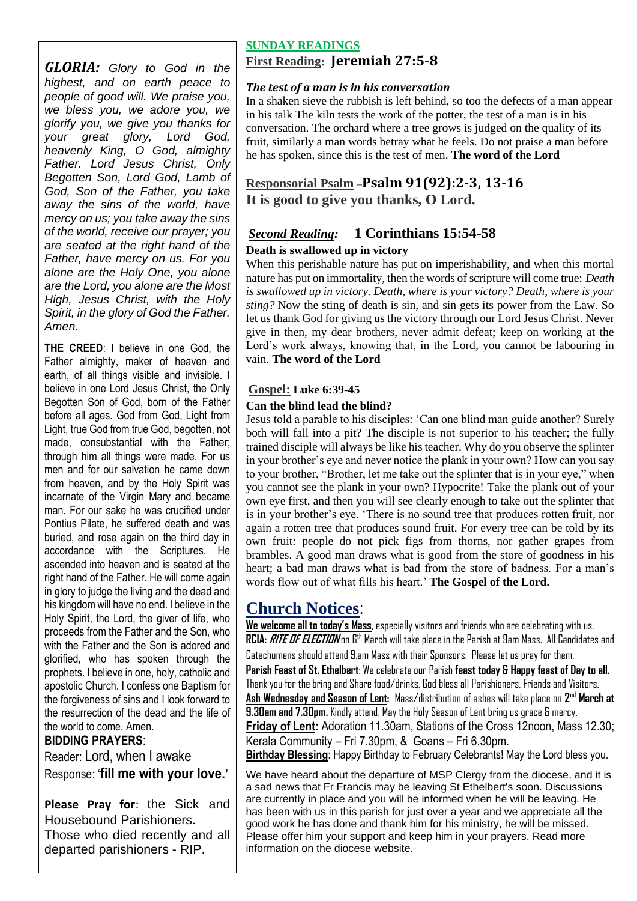**GLORIA:** *Glory to God in the highest, and on earth peace to people of good will. We praise you, we bless you, we adore you, we glorify you, we give you thanks for your great glory, Lord God, heavenly King, O God, almighty Father. Lord Jesus Christ, Only Begotten Son, Lord God, Lamb of God, Son of the Father, you take away the sins of the world, have mercy on us; you take away the sins of the world, receive our prayer; you are seated at the right hand of the Father, have mercy on us. For you alone are the Holy One, you alone are the Lord, you alone are the Most High, Jesus Christ, with the Holy Spirit, in the glory of God the Father. Amen.*

**THE CREED**: I believe in one God, the Father almighty, maker of heaven and earth, of all things visible and invisible. I believe in one Lord Jesus Christ, the Only Begotten Son of God, born of the Father before all ages. God from God, Light from Light, true God from true God, begotten, not made, consubstantial with the Father; through him all things were made. For us men and for our salvation he came down from heaven, and by the Holy Spirit was incarnate of the Virgin Mary and became man. For our sake he was crucified under Pontius Pilate, he suffered death and was buried, and rose again on the third day in accordance with the Scriptures. He ascended into heaven and is seated at the right hand of the Father. He will come again in glory to judge the living and the dead and his kingdom will have no end. I believe in the Holy Spirit, the Lord, the giver of life, who proceeds from the Father and the Son, who with the Father and the Son is adored and glorified, who has spoken through the prophets. I believe in one, holy, catholic and apostolic Church. I confess one Baptism for the forgiveness of sins and I look forward to the resurrection of the dead and the life of the world to come. Amen.

**BIDDING PRAYERS**:

Reader: Lord, when I awake

Response: '**fill me with your love.**'

**Please Pray for**: the Sick and Housebound Parishioners.

Those who died recently and all departed parishioners - RIP.

## SUNDAY READINGS

**First Reading: Jeremiah 27:5-8**

***The test of a man is in his conversation***

In a shaken sieve the rubbish is left behind, so too the defects of a man appear in his talk The kiln tests the work of the potter, the test of a man is in his conversation. The orchard where a tree grows is judged on the quality of its fruit, similarly a man words betray what he feels. Do not praise a man before he has spoken, since this is the test of men. **The word of the Lord**

**Responsorial Psalm – Psalm 91(92):2-3, 13-16**

**It is good to give you thanks, O Lord.**

***Second Reading:*** **1 Corinthians 15:54-58**

**Death is swallowed up in victory**

When this perishable nature has put on imperishability, and when this mortal nature has put on immortality, then the words of scripture will come true: *Death is swallowed up in victory. Death, where is your victory? Death, where is your sting?* Now the sting of death is sin, and sin gets its power from the Law. So let us thank God for giving us the victory through our Lord Jesus Christ. Never give in then, my dear brothers, never admit defeat; keep on working at the Lord's work always, knowing that, in the Lord, you cannot be labouring in vain. **The word of the Lord**

**Gospel: Luke 6:39-45**

**Can the blind lead the blind?**

Jesus told a parable to his disciples: 'Can one blind man guide another? Surely both will fall into a pit? The disciple is not superior to his teacher; the fully trained disciple will always be like his teacher. Why do you observe the splinter in your brother's eye and never notice the plank in your own? How can you say to your brother, "Brother, let me take out the splinter that is in your eye," when you cannot see the plank in your own? Hypocrite! Take the plank out of your own eye first, and then you will see clearly enough to take out the splinter that is in your brother's eye. 'There is no sound tree that produces rotten fruit, nor again a rotten tree that produces sound fruit. For every tree can be told by its own fruit: people do not pick figs from thorns, nor gather grapes from brambles. A good man draws what is good from the store of goodness in his heart; a bad man draws what is bad from the store of badness. For a man's words flow out of what fills his heart.' **The Gospel of the Lord.**

## Church Notices:

**We welcome all to today's Mass**, especially visitors and friends who are celebrating with us.

**RCIA:** ***RITE OF ELECTION*** on 6th March will take place in the Parish at 9am Mass. All Candidates and Catechumens should attend 9.am Mass with their Sponsors. Please let us pray for them.

**Parish Feast of St. Ethelbert**: We celebrate our Parish **feast today & Happy feast of Day to all.** Thank you for the bring and Share food/drinks, God bless all Parishioners, Friends and Visitors.

**Ash Wednesday and Season of Lent:** Mass/distribution of ashes will take place on **2nd March at 9.30am and 7.30pm.** Kindly attend. May the Holy Season of Lent bring us grace & mercy.

**Friday of Lent:** Adoration 11.30am, Stations of the Cross 12noon, Mass 12.30; Kerala Community – Fri 7.30pm, & Goans – Fri 6.30pm.

**Birthday Blessing**: Happy Birthday to February Celebrants! May the Lord bless you.

We have heard about the departure of MSP Clergy from the diocese, and it is a sad news that Fr Francis may be leaving St Ethelbert's soon. Discussions are currently in place and you will be informed when he will be leaving. He has been with us in this parish for just over a year and we appreciate all the good work he has done and thank him for his ministry, he will be missed. Please offer him your support and keep him in your prayers. Read more information on the diocese website.